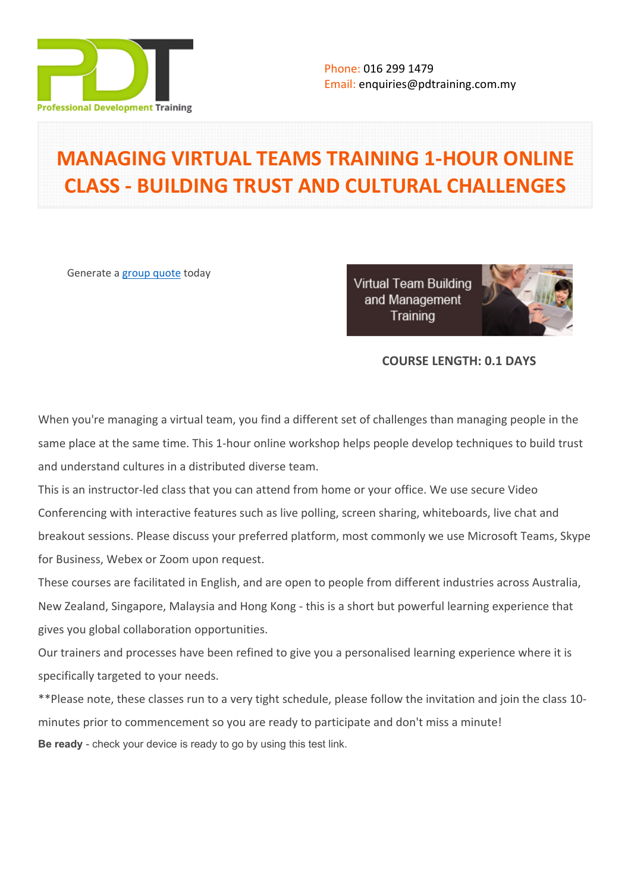Phone: 016 299 1479
Email: enquiries@pdtraining.com.my

# MANAGING VIRTUAL TEAMS TRAINING 1-HOUR ONLINE CLASS - BUILDING TRUST AND CULTURAL CHALLENGES

Generate a group quote today

**COURSE LENGTH: 0.1 DAYS**

When you're managing a virtual team, you find a different set of challenges than managing people in the same place at the same time. This 1-hour online workshop helps people develop techniques to build trust and understand cultures in a distributed diverse team.

This is an instructor-led class that you can attend from home or your office. We use secure Video Conferencing with interactive features such as live polling, screen sharing, whiteboards, live chat and breakout sessions. Please discuss your preferred platform, most commonly we use Microsoft Teams, Skype for Business, Webex or Zoom upon request.

These courses are facilitated in English, and are open to people from different industries across Australia, New Zealand, Singapore, Malaysia and Hong Kong - this is a short but powerful learning experience that gives you global collaboration opportunities.

Our trainers and processes have been refined to give you a personalised learning experience where it is specifically targeted to your needs.

**Please note, these classes run to a very tight schedule, please follow the invitation and join the class 10-minutes prior to commencement so you are ready to participate and don't miss a minute!

**Be ready** - check your device is ready to go by using this test link.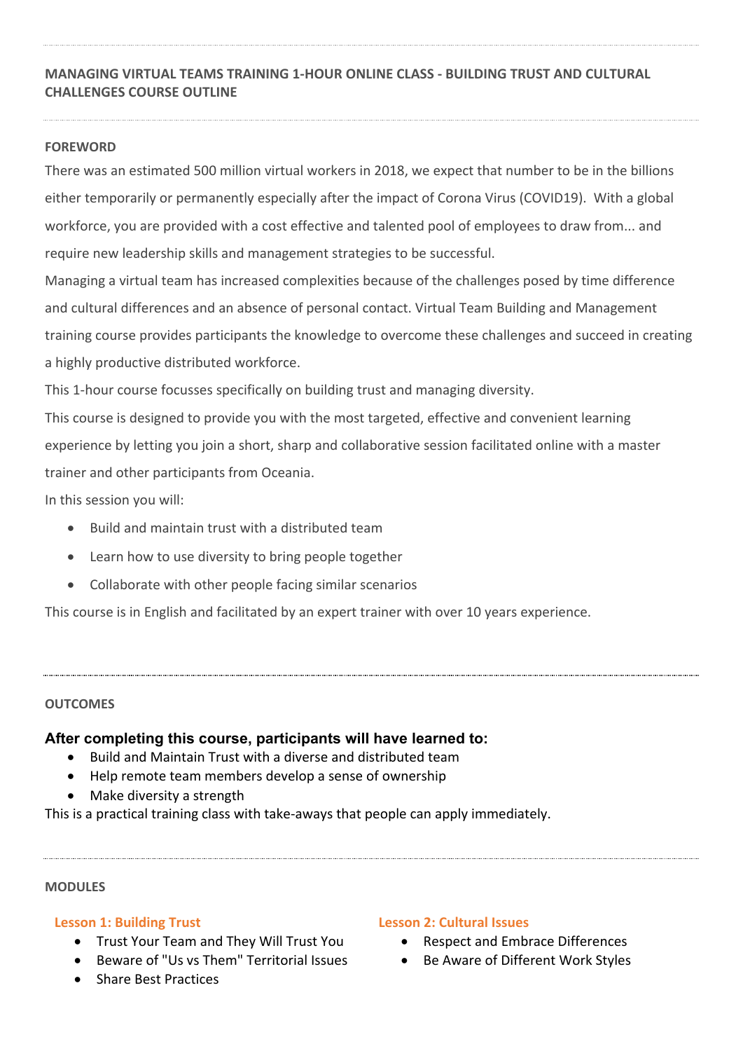## MANAGING VIRTUAL TEAMS TRAINING 1-HOUR ONLINE CLASS - BUILDING TRUST AND CULTURAL CHALLENGES COURSE OUTLINE

### FOREWORD

There was an estimated 500 million virtual workers in 2018, we expect that number to be in the billions either temporarily or permanently especially after the impact of Corona Virus (COVID19). With a global workforce, you are provided with a cost effective and talented pool of employees to draw from... and require new leadership skills and management strategies to be successful.

Managing a virtual team has increased complexities because of the challenges posed by time difference and cultural differences and an absence of personal contact. Virtual Team Building and Management training course provides participants the knowledge to overcome these challenges and succeed in creating a highly productive distributed workforce.

This 1-hour course focusses specifically on building trust and managing diversity.

This course is designed to provide you with the most targeted, effective and convenient learning experience by letting you join a short, sharp and collaborative session facilitated online with a master trainer and other participants from Oceania.

In this session you will:

- Build and maintain trust with a distributed team
- Learn how to use diversity to bring people together
- Collaborate with other people facing similar scenarios

This course is in English and facilitated by an expert trainer with over 10 years experience.

### OUTCOMES

**After completing this course, participants will have learned to:**

- Build and Maintain Trust with a diverse and distributed team
- Help remote team members develop a sense of ownership
- Make diversity a strength

This is a practical training class with take-aways that people can apply immediately.

### MODULES

#### Lesson 1: Building Trust

- Trust Your Team and They Will Trust You
- Beware of "Us vs Them" Territorial Issues
- Share Best Practices

#### Lesson 2: Cultural Issues

- Respect and Embrace Differences
- Be Aware of Different Work Styles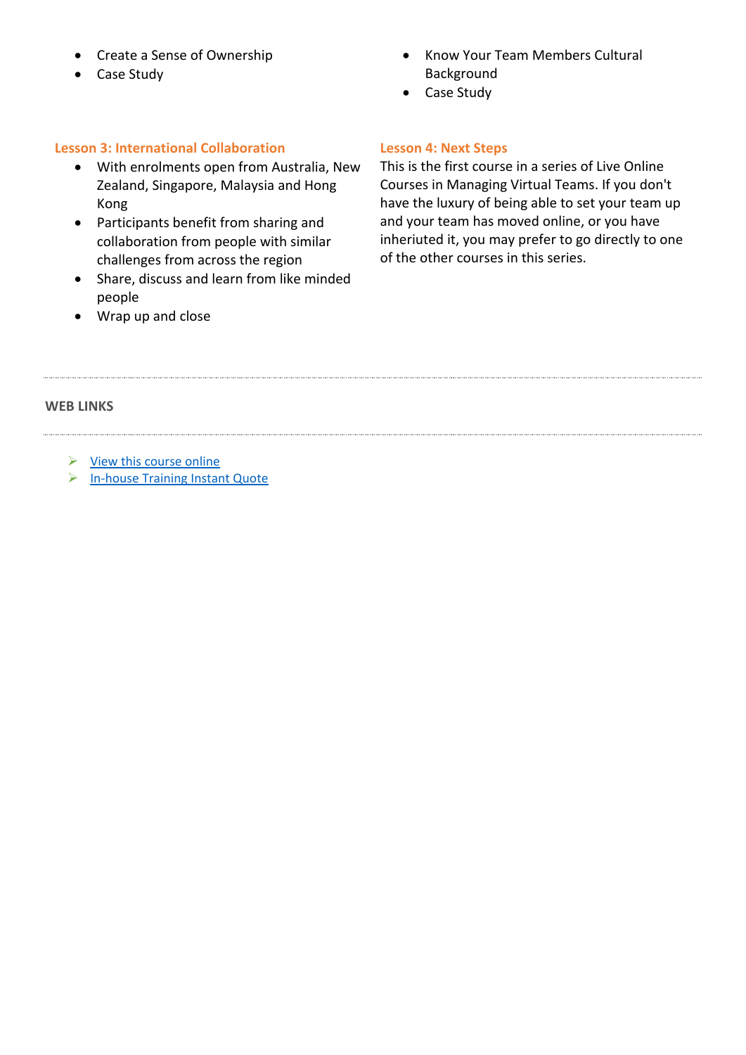- Create a Sense of Ownership
- Case Study

- Know Your Team Members Cultural Background
- Case Study

### Lesson 3: International Collaboration

- With enrolments open from Australia, New Zealand, Singapore, Malaysia and Hong Kong
- Participants benefit from sharing and collaboration from people with similar challenges from across the region
- Share, discuss and learn from like minded people
- Wrap up and close

### Lesson 4: Next Steps

This is the first course in a series of Live Online Courses in Managing Virtual Teams. If you don't have the luxury of being able to set your team up and your team has moved online, or you have inheriuted it, you may prefer to go directly to one of the other courses in this series.

## WEB LINKS

- View this course online
- In-house Training Instant Quote